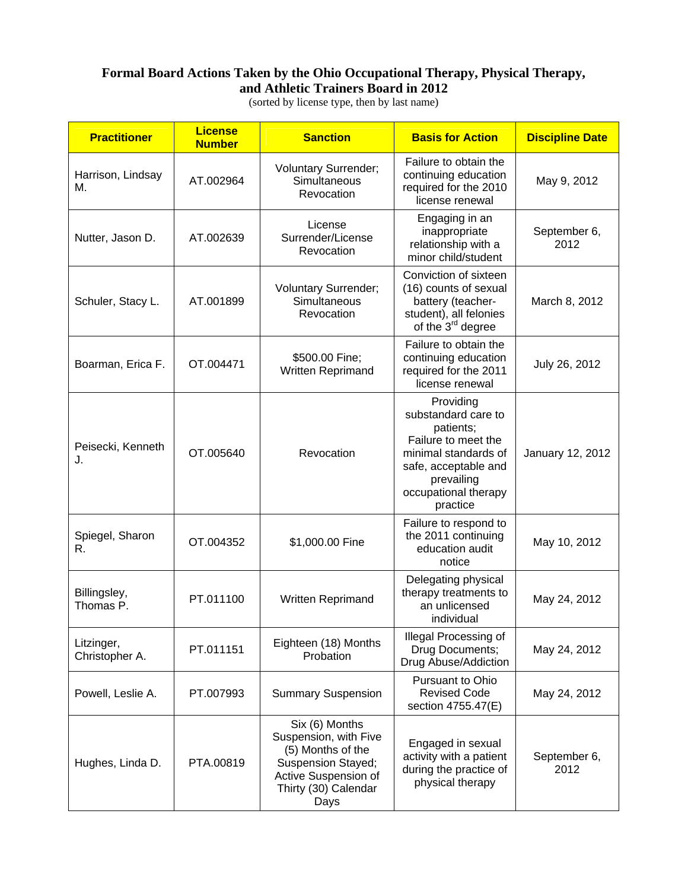# Formal Board Actions Taken by the Ohio Occupational Therapy, Physical Therapy, and Athletic Trainers Board in 2012

(sorted by license type, then by last name)

| Practitioner | License Number | Sanction | Basis for Action | Discipline Date |
|---|---|---|---|---|
| Harrison, Lindsay M. | AT.002964 | Voluntary Surrender; Simultaneous Revocation | Failure to obtain the continuing education required for the 2010 license renewal | May 9, 2012 |
| Nutter, Jason D. | AT.002639 | License Surrender/License Revocation | Engaging in an inappropriate relationship with a minor child/student | September 6, 2012 |
| Schuler, Stacy L. | AT.001899 | Voluntary Surrender; Simultaneous Revocation | Conviction of sixteen (16) counts of sexual battery (teacher-student), all felonies of the 3rd degree | March 8, 2012 |
| Boarman, Erica F. | OT.004471 | $500.00 Fine; Written Reprimand | Failure to obtain the continuing education required for the 2011 license renewal | July 26, 2012 |
| Peisecki, Kenneth J. | OT.005640 | Revocation | Providing substandard care to patients; Failure to meet the minimal standards of safe, acceptable and prevailing occupational therapy practice | January 12, 2012 |
| Spiegel, Sharon R. | OT.004352 | $1,000.00 Fine | Failure to respond to the 2011 continuing education audit notice | May 10, 2012 |
| Billingsley, Thomas P. | PT.011100 | Written Reprimand | Delegating physical therapy treatments to an unlicensed individual | May 24, 2012 |
| Litzinger, Christopher A. | PT.011151 | Eighteen (18) Months Probation | Illegal Processing of Drug Documents; Drug Abuse/Addiction | May 24, 2012 |
| Powell, Leslie A. | PT.007993 | Summary Suspension | Pursuant to Ohio Revised Code section 4755.47(E) | May 24, 2012 |
| Hughes, Linda D. | PTA.00819 | Six (6) Months Suspension, with Five (5) Months of the Suspension Stayed; Active Suspension of Thirty (30) Calendar Days | Engaged in sexual activity with a patient during the practice of physical therapy | September 6, 2012 |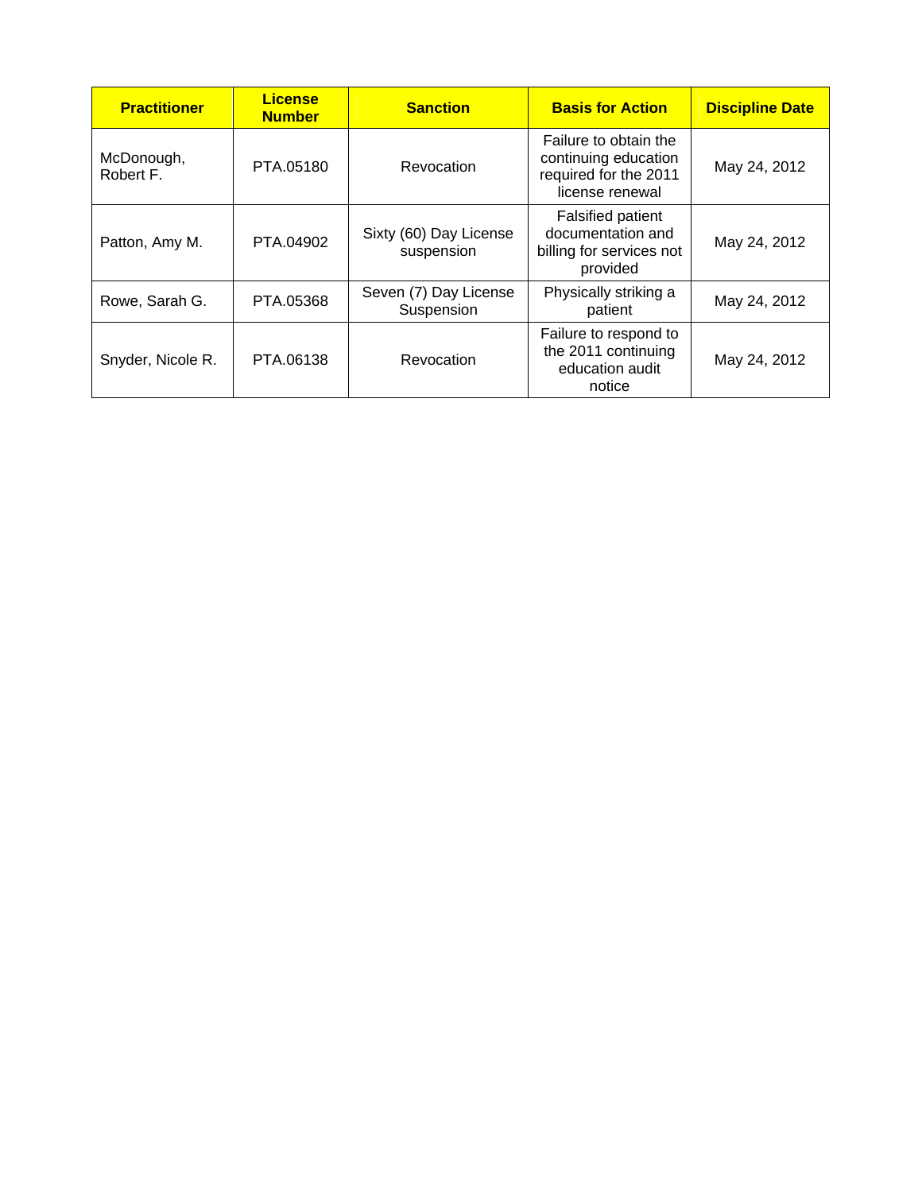| Practitioner | License Number | Sanction | Basis for Action | Discipline Date |
|---|---|---|---|---|
| McDonough, Robert F. | PTA.05180 | Revocation | Failure to obtain the continuing education required for the 2011 license renewal | May 24, 2012 |
| Patton, Amy M. | PTA.04902 | Sixty (60) Day License suspension | Falsified patient documentation and billing for services not provided | May 24, 2012 |
| Rowe, Sarah G. | PTA.05368 | Seven (7) Day License Suspension | Physically striking a patient | May 24, 2012 |
| Snyder, Nicole R. | PTA.06138 | Revocation | Failure to respond to the 2011 continuing education audit notice | May 24, 2012 |